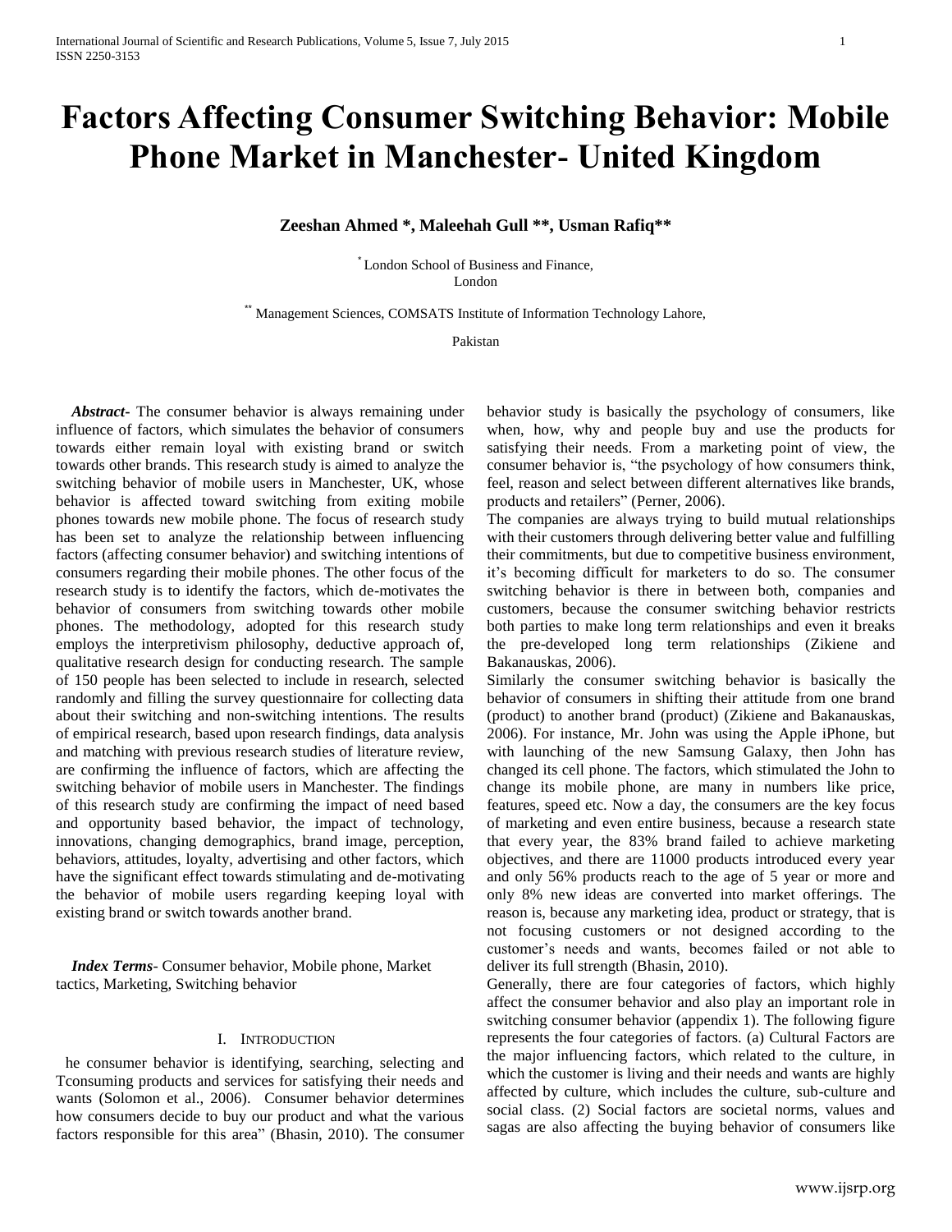# Factors Affecting Consumer Switching Behavior: Mobile Phone Market in Manchester- United Kingdom

**Zeeshan Ahmed \*, Maleehah Gull \*\*, Usman Rafiq\*\***

\* London School of Business and Finance, London

\*\* Management Sciences, COMSATS Institute of Information Technology Lahore, Pakistan

***Abstract-*** The consumer behavior is always remaining under influence of factors, which simulates the behavior of consumers towards either remain loyal with existing brand or switch towards other brands. This research study is aimed to analyze the switching behavior of mobile users in Manchester, UK, whose behavior is affected toward switching from exiting mobile phones towards new mobile phone. The focus of research study has been set to analyze the relationship between influencing factors (affecting consumer behavior) and switching intentions of consumers regarding their mobile phones. The other focus of the research study is to identify the factors, which de-motivates the behavior of consumers from switching towards other mobile phones. The methodology, adopted for this research study employs the interpretivism philosophy, deductive approach of, qualitative research design for conducting research. The sample of 150 people has been selected to include in research, selected randomly and filling the survey questionnaire for collecting data about their switching and non-switching intentions. The results of empirical research, based upon research findings, data analysis and matching with previous research studies of literature review, are confirming the influence of factors, which are affecting the switching behavior of mobile users in Manchester. The findings of this research study are confirming the impact of need based and opportunity based behavior, the impact of technology, innovations, changing demographics, brand image, perception, behaviors, attitudes, loyalty, advertising and other factors, which have the significant effect towards stimulating and de-motivating the behavior of mobile users regarding keeping loyal with existing brand or switch towards another brand.

***Index Terms*-** Consumer behavior, Mobile phone, Market tactics, Marketing, Switching behavior

## I. Introduction

The consumer behavior is identifying, searching, selecting and consuming products and services for satisfying their needs and wants (Solomon et al., 2006). Consumer behavior determines how consumers decide to buy our product and what the various factors responsible for this area" (Bhasin, 2010). The consumer behavior study is basically the psychology of consumers, like when, how, why and people buy and use the products for satisfying their needs. From a marketing point of view, the consumer behavior is, "the psychology of how consumers think, feel, reason and select between different alternatives like brands, products and retailers" (Perner, 2006).

The companies are always trying to build mutual relationships with their customers through delivering better value and fulfilling their commitments, but due to competitive business environment, it's becoming difficult for marketers to do so. The consumer switching behavior is there in between both, companies and customers, because the consumer switching behavior restricts both parties to make long term relationships and even it breaks the pre-developed long term relationships (Zikiene and Bakanauskas, 2006).

Similarly the consumer switching behavior is basically the behavior of consumers in shifting their attitude from one brand (product) to another brand (product) (Zikiene and Bakanauskas, 2006). For instance, Mr. John was using the Apple iPhone, but with launching of the new Samsung Galaxy, then John has changed its cell phone. The factors, which stimulated the John to change its mobile phone, are many in numbers like price, features, speed etc. Now a day, the consumers are the key focus of marketing and even entire business, because a research state that every year, the 83% brand failed to achieve marketing objectives, and there are 11000 products introduced every year and only 56% products reach to the age of 5 year or more and only 8% new ideas are converted into market offerings. The reason is, because any marketing idea, product or strategy, that is not focusing customers or not designed according to the customer's needs and wants, becomes failed or not able to deliver its full strength (Bhasin, 2010).

Generally, there are four categories of factors, which highly affect the consumer behavior and also play an important role in switching consumer behavior (appendix 1). The following figure represents the four categories of factors. (a) Cultural Factors are the major influencing factors, which related to the culture, in which the customer is living and their needs and wants are highly affected by culture, which includes the culture, sub-culture and social class. (2) Social factors are societal norms, values and sagas are also affecting the buying behavior of consumers like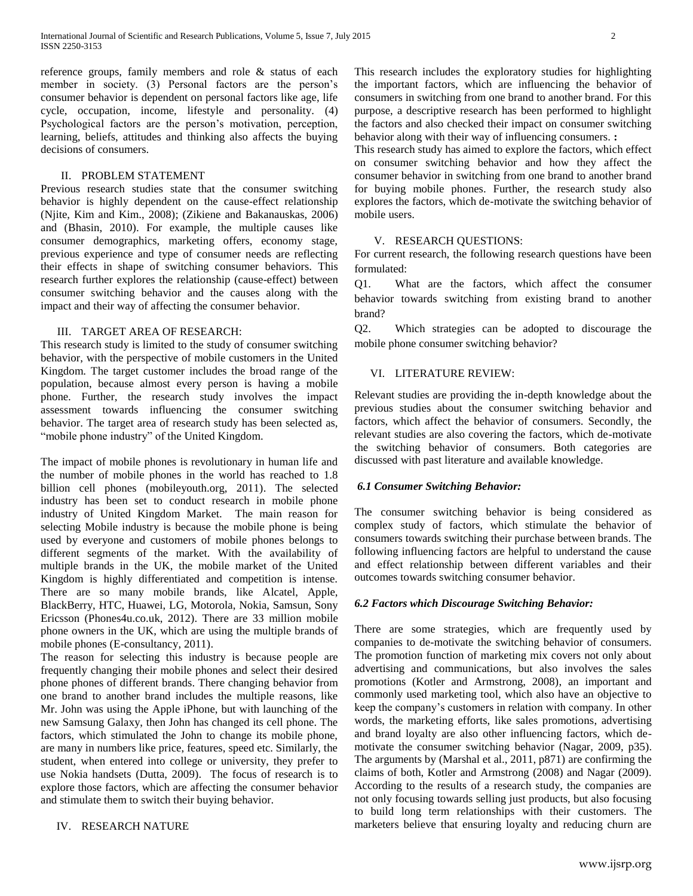reference groups, family members and role & status of each member in society. (3) Personal factors are the person's consumer behavior is dependent on personal factors like age, life cycle, occupation, income, lifestyle and personality. (4) Psychological factors are the person's motivation, perception, learning, beliefs, attitudes and thinking also affects the buying decisions of consumers.

## II. PROBLEM STATEMENT

Previous research studies state that the consumer switching behavior is highly dependent on the cause-effect relationship (Njite, Kim and Kim., 2008); (Zikiene and Bakanauskas, 2006) and (Bhasin, 2010). For example, the multiple causes like consumer demographics, marketing offers, economy stage, previous experience and type of consumer needs are reflecting their effects in shape of switching consumer behaviors. This research further explores the relationship (cause-effect) between consumer switching behavior and the causes along with the impact and their way of affecting the consumer behavior.

## III. TARGET AREA OF RESEARCH:

This research study is limited to the study of consumer switching behavior, with the perspective of mobile customers in the United Kingdom. The target customer includes the broad range of the population, because almost every person is having a mobile phone. Further, the research study involves the impact assessment towards influencing the consumer switching behavior. The target area of research study has been selected as, "mobile phone industry" of the United Kingdom.

The impact of mobile phones is revolutionary in human life and the number of mobile phones in the world has reached to 1.8 billion cell phones (mobileyouth.org, 2011). The selected industry has been set to conduct research in mobile phone industry of United Kingdom Market. The main reason for selecting Mobile industry is because the mobile phone is being used by everyone and customers of mobile phones belongs to different segments of the market. With the availability of multiple brands in the UK, the mobile market of the United Kingdom is highly differentiated and competition is intense. There are so many mobile brands, like Alcatel, Apple, BlackBerry, HTC, Huawei, LG, Motorola, Nokia, Samsun, Sony Ericsson (Phones4u.co.uk, 2012). There are 33 million mobile phone owners in the UK, which are using the multiple brands of mobile phones (E-consultancy, 2011).

The reason for selecting this industry is because people are frequently changing their mobile phones and select their desired phone phones of different brands. There changing behavior from one brand to another brand includes the multiple reasons, like Mr. John was using the Apple iPhone, but with launching of the new Samsung Galaxy, then John has changed its cell phone. The factors, which stimulated the John to change its mobile phone, are many in numbers like price, features, speed etc. Similarly, the student, when entered into college or university, they prefer to use Nokia handsets (Dutta, 2009). The focus of research is to explore those factors, which are affecting the consumer behavior and stimulate them to switch their buying behavior.

## IV. RESEARCH NATURE

This research includes the exploratory studies for highlighting the important factors, which are influencing the behavior of consumers in switching from one brand to another brand. For this purpose, a descriptive research has been performed to highlight the factors and also checked their impact on consumer switching behavior along with their way of influencing consumers. **:**

This research study has aimed to explore the factors, which effect on consumer switching behavior and how they affect the consumer behavior in switching from one brand to another brand for buying mobile phones. Further, the research study also explores the factors, which de-motivate the switching behavior of mobile users.

## V. RESEARCH QUESTIONS:

For current research, the following research questions have been formulated:

Q1. What are the factors, which affect the consumer behavior towards switching from existing brand to another brand?

Q2. Which strategies can be adopted to discourage the mobile phone consumer switching behavior?

## VI. LITERATURE REVIEW:

Relevant studies are providing the in-depth knowledge about the previous studies about the consumer switching behavior and factors, which affect the behavior of consumers. Secondly, the relevant studies are also covering the factors, which de-motivate the switching behavior of consumers. Both categories are discussed with past literature and available knowledge.

### *6.1 Consumer Switching Behavior:*

The consumer switching behavior is being considered as complex study of factors, which stimulate the behavior of consumers towards switching their purchase between brands. The following influencing factors are helpful to understand the cause and effect relationship between different variables and their outcomes towards switching consumer behavior.

### *6.2 Factors which Discourage Switching Behavior:*

There are some strategies, which are frequently used by companies to de-motivate the switching behavior of consumers. The promotion function of marketing mix covers not only about advertising and communications, but also involves the sales promotions (Kotler and Armstrong, 2008), an important and commonly used marketing tool, which also have an objective to keep the company's customers in relation with company. In other words, the marketing efforts, like sales promotions, advertising and brand loyalty are also other influencing factors, which de-motivate the consumer switching behavior (Nagar, 2009, p35). The arguments by (Marshal et al., 2011, p871) are confirming the claims of both, Kotler and Armstrong (2008) and Nagar (2009). According to the results of a research study, the companies are not only focusing towards selling just products, but also focusing to build long term relationships with their customers. The marketers believe that ensuring loyalty and reducing churn are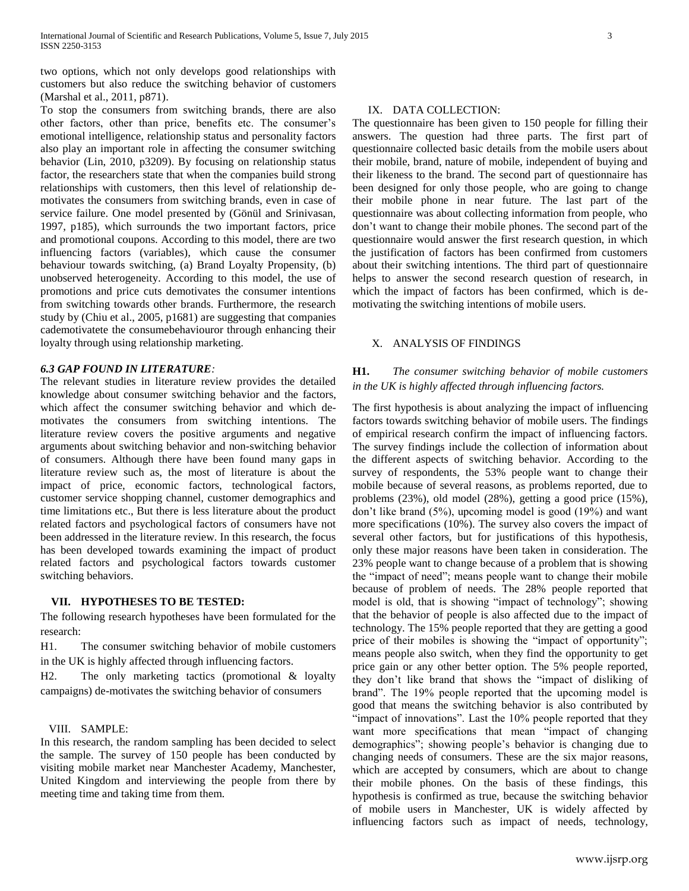two options, which not only develops good relationships with customers but also reduce the switching behavior of customers (Marshal et al., 2011, p871).

To stop the consumers from switching brands, there are also other factors, other than price, benefits etc. The consumer's emotional intelligence, relationship status and personality factors also play an important role in affecting the consumer switching behavior (Lin, 2010, p3209). By focusing on relationship status factor, the researchers state that when the companies build strong relationships with customers, then this level of relationship de-motivates the consumers from switching brands, even in case of service failure. One model presented by (Gönül and Srinivasan, 1997, p185), which surrounds the two important factors, price and promotional coupons. According to this model, there are two influencing factors (variables), which cause the consumer behaviour towards switching, (a) Brand Loyalty Propensity, (b) unobserved heterogeneity. According to this model, the use of promotions and price cuts demotivates the consumer intentions from switching towards other brands. Furthermore, the research study by (Chiu et al., 2005, p1681) are suggesting that companies cademotivatete the consumebehaviouror through enhancing their loyalty through using relationship marketing.

### *6.3 GAP FOUND IN LITERATURE:*

The relevant studies in literature review provides the detailed knowledge about consumer switching behavior and the factors, which affect the consumer switching behavior and which de-motivates the consumers from switching intentions. The literature review covers the positive arguments and negative arguments about switching behavior and non-switching behavior of consumers. Although there have been found many gaps in literature review such as, the most of literature is about the impact of price, economic factors, technological factors, customer service shopping channel, customer demographics and time limitations etc., But there is less literature about the product related factors and psychological factors of consumers have not been addressed in the literature review. In this research, the focus has been developed towards examining the impact of product related factors and psychological factors towards customer switching behaviors.

## VII. HYPOTHESES TO BE TESTED:

The following research hypotheses have been formulated for the research:

H1. The consumer switching behavior of mobile customers in the UK is highly affected through influencing factors.

H2. The only marketing tactics (promotional & loyalty campaigns) de-motivates the switching behavior of consumers

## VIII. SAMPLE:

In this research, the random sampling has been decided to select the sample. The survey of 150 people has been conducted by visiting mobile market near Manchester Academy, Manchester, United Kingdom and interviewing the people from there by meeting time and taking time from them.

## IX. DATA COLLECTION:

The questionnaire has been given to 150 people for filling their answers. The question had three parts. The first part of questionnaire collected basic details from the mobile users about their mobile, brand, nature of mobile, independent of buying and their likeness to the brand. The second part of questionnaire has been designed for only those people, who are going to change their mobile phone in near future. The last part of the questionnaire was about collecting information from people, who don't want to change their mobile phones. The second part of the questionnaire would answer the first research question, in which the justification of factors has been confirmed from customers about their switching intentions. The third part of questionnaire helps to answer the second research question of research, in which the impact of factors has been confirmed, which is de-motivating the switching intentions of mobile users.

## X. ANALYSIS OF FINDINGS

**H1.** *The consumer switching behavior of mobile customers in the UK is highly affected through influencing factors.*

The first hypothesis is about analyzing the impact of influencing factors towards switching behavior of mobile users. The findings of empirical research confirm the impact of influencing factors. The survey findings include the collection of information about the different aspects of switching behavior. According to the survey of respondents, the 53% people want to change their mobile because of several reasons, as problems reported, due to problems (23%), old model (28%), getting a good price (15%), don't like brand (5%), upcoming model is good (19%) and want more specifications (10%). The survey also covers the impact of several other factors, but for justifications of this hypothesis, only these major reasons have been taken in consideration. The 23% people want to change because of a problem that is showing the "impact of need"; means people want to change their mobile because of problem of needs. The 28% people reported that model is old, that is showing "impact of technology"; showing that the behavior of people is also affected due to the impact of technology. The 15% people reported that they are getting a good price of their mobiles is showing the "impact of opportunity"; means people also switch, when they find the opportunity to get price gain or any other better option. The 5% people reported, they don't like brand that shows the "impact of disliking of brand". The 19% people reported that the upcoming model is good that means the switching behavior is also contributed by "impact of innovations". Last the 10% people reported that they want more specifications that mean "impact of changing demographics"; showing people's behavior is changing due to changing needs of consumers. These are the six major reasons, which are accepted by consumers, which are about to change their mobile phones. On the basis of these findings, this hypothesis is confirmed as true, because the switching behavior of mobile users in Manchester, UK is widely affected by influencing factors such as impact of needs, technology,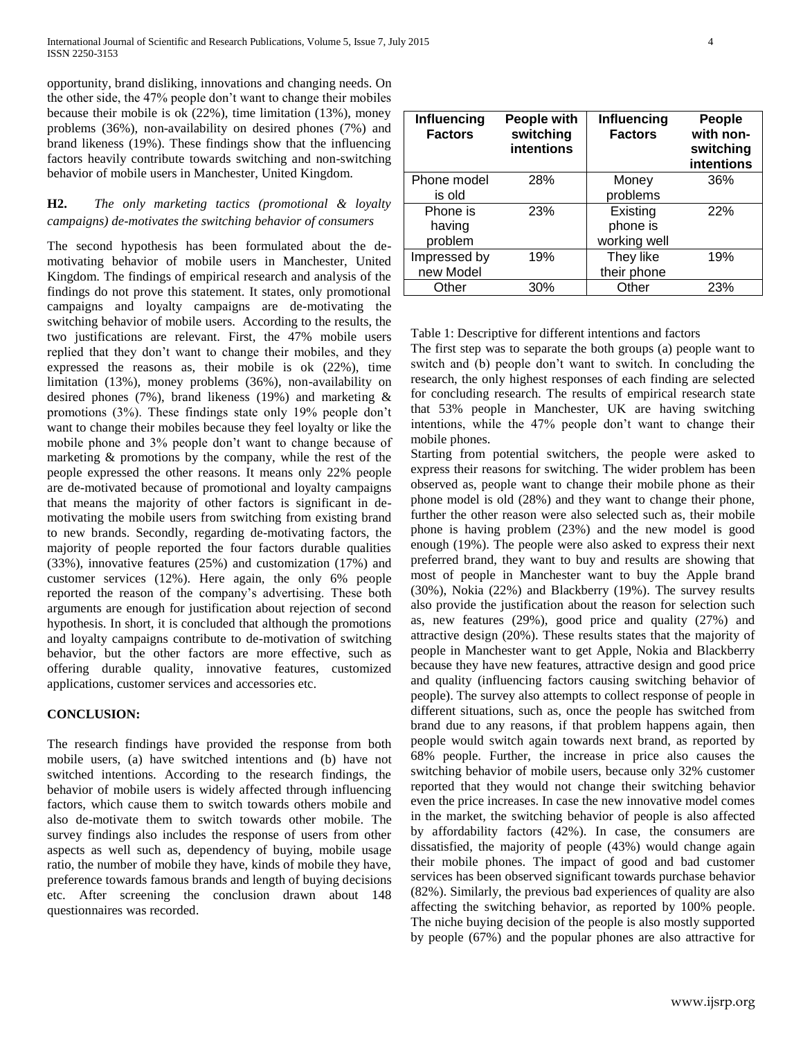opportunity, brand disliking, innovations and changing needs. On the other side, the 47% people don't want to change their mobiles because their mobile is ok (22%), time limitation (13%), money problems (36%), non-availability on desired phones (7%) and brand likeness (19%). These findings show that the influencing factors heavily contribute towards switching and non-switching behavior of mobile users in Manchester, United Kingdom.

**H2.** *The only marketing tactics (promotional & loyalty campaigns) de-motivates the switching behavior of consumers*

The second hypothesis has been formulated about the de-motivating behavior of mobile users in Manchester, United Kingdom. The findings of empirical research and analysis of the findings do not prove this statement. It states, only promotional campaigns and loyalty campaigns are de-motivating the switching behavior of mobile users. According to the results, the two justifications are relevant. First, the 47% mobile users replied that they don't want to change their mobiles, and they expressed the reasons as, their mobile is ok (22%), time limitation (13%), money problems (36%), non-availability on desired phones (7%), brand likeness (19%) and marketing & promotions (3%). These findings state only 19% people don't want to change their mobiles because they feel loyalty or like the mobile phone and 3% people don't want to change because of marketing & promotions by the company, while the rest of the people expressed the other reasons. It means only 22% people are de-motivated because of promotional and loyalty campaigns that means the majority of other factors is significant in de-motivating the mobile users from switching from existing brand to new brands. Secondly, regarding de-motivating factors, the majority of people reported the four factors durable qualities (33%), innovative features (25%) and customization (17%) and customer services (12%). Here again, the only 6% people reported the reason of the company's advertising. These both arguments are enough for justification about rejection of second hypothesis. In short, it is concluded that although the promotions and loyalty campaigns contribute to de-motivation of switching behavior, but the other factors are more effective, such as offering durable quality, innovative features, customized applications, customer services and accessories etc.

**CONCLUSION:**

The research findings have provided the response from both mobile users, (a) have switched intentions and (b) have not switched intentions. According to the research findings, the behavior of mobile users is widely affected through influencing factors, which cause them to switch towards others mobile and also de-motivate them to switch towards other mobile. The survey findings also includes the response of users from other aspects as well such as, dependency of buying, mobile usage ratio, the number of mobile they have, kinds of mobile they have, preference towards famous brands and length of buying decisions etc. After screening the conclusion drawn about 148 questionnaires was recorded.

| Influencing Factors | People with switching intentions | Influencing Factors | People with non-switching intentions |
|---|---|---|---|
| Phone model is old | 28% | Money problems | 36% |
| Phone is having problem | 23% | Existing phone is working well | 22% |
| Impressed by new Model | 19% | They like their phone | 19% |
| Other | 30% | Other | 23% |

Table 1: Descriptive for different intentions and factors

The first step was to separate the both groups (a) people want to switch and (b) people don't want to switch. In concluding the research, the only highest responses of each finding are selected for concluding research. The results of empirical research state that 53% people in Manchester, UK are having switching intentions, while the 47% people don't want to change their mobile phones.

Starting from potential switchers, the people were asked to express their reasons for switching. The wider problem has been observed as, people want to change their mobile phone as their phone model is old (28%) and they want to change their phone, further the other reason were also selected such as, their mobile phone is having problem (23%) and the new model is good enough (19%). The people were also asked to express their next preferred brand, they want to buy and results are showing that most of people in Manchester want to buy the Apple brand (30%), Nokia (22%) and Blackberry (19%). The survey results also provide the justification about the reason for selection such as, new features (29%), good price and quality (27%) and attractive design (20%). These results states that the majority of people in Manchester want to get Apple, Nokia and Blackberry because they have new features, attractive design and good price and quality (influencing factors causing switching behavior of people). The survey also attempts to collect response of people in different situations, such as, once the people has switched from brand due to any reasons, if that problem happens again, then people would switch again towards next brand, as reported by 68% people. Further, the increase in price also causes the switching behavior of mobile users, because only 32% customer reported that they would not change their switching behavior even the price increases. In case the new innovative model comes in the market, the switching behavior of people is also affected by affordability factors (42%). In case, the consumers are dissatisfied, the majority of people (43%) would change again their mobile phones. The impact of good and bad customer services has been observed significant towards purchase behavior (82%). Similarly, the previous bad experiences of quality are also affecting the switching behavior, as reported by 100% people. The niche buying decision of the people is also mostly supported by people (67%) and the popular phones are also attractive for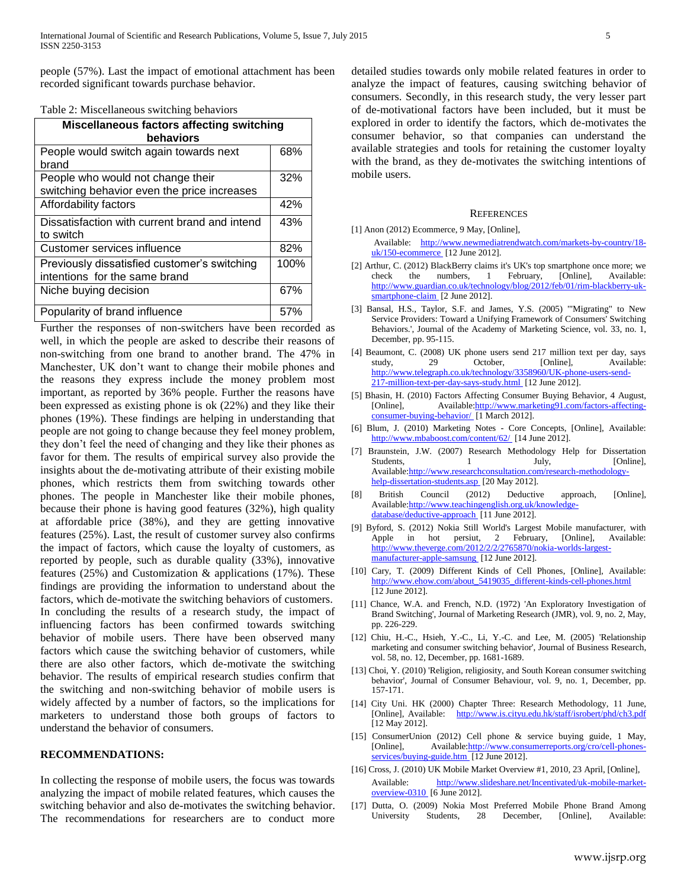people (57%). Last the impact of emotional attachment has been recorded significant towards purchase behavior.

Table 2: Miscellaneous switching behaviors

| Miscellaneous factors affecting switching behaviors | |
|---|---|
| People would switch again towards next brand | 68% |
| People who would not change their switching behavior even the price increases | 32% |
| Affordability factors | 42% |
| Dissatisfaction with current brand and intend to switch | 43% |
| Customer services influence | 82% |
| Previously dissatisfied customer's switching intentions for the same brand | 100% |
| Niche buying decision | 67% |
| Popularity of brand influence | 57% |

Further the responses of non-switchers have been recorded as well, in which the people are asked to describe their reasons of non-switching from one brand to another brand. The 47% in Manchester, UK don't want to change their mobile phones and the reasons they express include the money problem most important, as reported by 36% people. Further the reasons have been expressed as existing phone is ok (22%) and they like their phones (19%). These findings are helping in understanding that people are not going to change because they feel money problem, they don't feel the need of changing and they like their phones as favor for them. The results of empirical survey also provide the insights about the de-motivating attribute of their existing mobile phones, which restricts them from switching towards other phones. The people in Manchester like their mobile phones, because their phone is having good features (32%), high quality at affordable price (38%), and they are getting innovative features (25%). Last, the result of customer survey also confirms the impact of factors, which cause the loyalty of customers, as reported by people, such as durable quality (33%), innovative features (25%) and Customization & applications (17%). These findings are providing the information to understand about the factors, which de-motivate the switching behaviors of customers.

In concluding the results of a research study, the impact of influencing factors has been confirmed towards switching behavior of mobile users. There have been observed many factors which cause the switching behavior of customers, while there are also other factors, which de-motivate the switching behavior. The results of empirical research studies confirm that the switching and non-switching behavior of mobile users is widely affected by a number of factors, so the implications for marketers to understand those both groups of factors to understand the behavior of consumers.

## RECOMMENDATIONS:

In collecting the response of mobile users, the focus was towards analyzing the impact of mobile related features, which causes the switching behavior and also de-motivates the switching behavior. The recommendations for researchers are to conduct more detailed studies towards only mobile related features in order to analyze the impact of features, causing switching behavior of consumers. Secondly, in this research study, the very lesser part of de-motivational factors have been included, but it must be explored in order to identify the factors, which de-motivates the consumer behavior, so that companies can understand the available strategies and tools for retaining the customer loyalty with the brand, as they de-motivates the switching intentions of mobile users.

## REFERENCES

[1] Anon (2012) Ecommerce, 9 May, [Online], Available: http://www.newmediatrendwatch.com/markets-by-country/18-uk/150-ecommerce [12 June 2012].

[2] Arthur, C. (2012) BlackBerry claims it's UK's top smartphone once more; we check the numbers, 1 February, [Online], Available: http://www.guardian.co.uk/technology/blog/2012/feb/01/rim-blackberry-uk-smartphone-claim [2 June 2012].

[3] Bansal, H.S., Taylor, S.F. and James, Y.S. (2005) '"Migrating" to New Service Providers: Toward a Unifying Framework of Consumers' Switching Behaviors.', Journal of the Academy of Marketing Science, vol. 33, no. 1, December, pp. 95-115.

[4] Beaumont, C. (2008) UK phone users send 217 million text per day, says study, 29 October, [Online], Available: http://www.telegraph.co.uk/technology/3358960/UK-phone-users-send-217-million-text-per-day-says-study.html [12 June 2012].

[5] Bhasin, H. (2010) Factors Affecting Consumer Buying Behavior, 4 August, [Online], Available:http://www.marketing91.com/factors-affecting-consumer-buying-behavior/ [1 March 2012].

[6] Blum, J. (2010) Marketing Notes - Core Concepts, [Online], Available: http://www.mbaboost.com/content/62/ [14 June 2012].

[7] Braunstein, J.W. (2007) Research Methodology Help for Dissertation Students, 1 July, [Online], Available:http://www.researchconsultation.com/research-methodology-help-dissertation-students.asp [20 May 2012].

[8] British Council (2012) Deductive approach, [Online], Available:http://www.teachingenglish.org.uk/knowledge-database/deductive-approach [11 June 2012].

[9] Byford, S. (2012) Nokia Still World's Largest Mobile manufacturer, with Apple in hot persiut, 2 February, [Online], Available: http://www.theverge.com/2012/2/2/2765870/nokia-worlds-largest-manufacturer-apple-samsung [12 June 2012].

[10] Cary, T. (2009) Different Kinds of Cell Phones, [Online], Available: http://www.ehow.com/about_5419035_different-kinds-cell-phones.html [12 June 2012].

[11] Chance, W.A. and French, N.D. (1972) 'An Exploratory Investigation of Brand Switching', Journal of Marketing Research (JMR), vol. 9, no. 2, May, pp. 226-229.

[12] Chiu, H.-C., Hsieh, Y.-C., Li, Y.-C. and Lee, M. (2005) 'Relationship marketing and consumer switching behavior', Journal of Business Research, vol. 58, no. 12, December, pp. 1681-1689.

[13] Choi, Y. (2010) 'Religion, religiosity, and South Korean consumer switching behavior', Journal of Consumer Behaviour, vol. 9, no. 1, December, pp. 157-171.

[14] City Uni. HK (2000) Chapter Three: Research Methodology, 11 June, [Online], Available: http://www.is.cityu.edu.hk/staff/isrobert/phd/ch3.pdf [12 May 2012].

[15] ConsumerUnion (2012) Cell phone & service buying guide, 1 May, [Online], Available:http://www.consumerreports.org/cro/cell-phones-services/buying-guide.htm [12 June 2012].

[16] Cross, J. (2010) UK Mobile Market Overview #1, 2010, 23 April, [Online], Available: http://www.slideshare.net/Incentivated/uk-mobile-market-overview-0310 [6 June 2012].

[17] Dutta, O. (2009) Nokia Most Preferred Mobile Phone Brand Among University Students, 28 December, [Online], Available: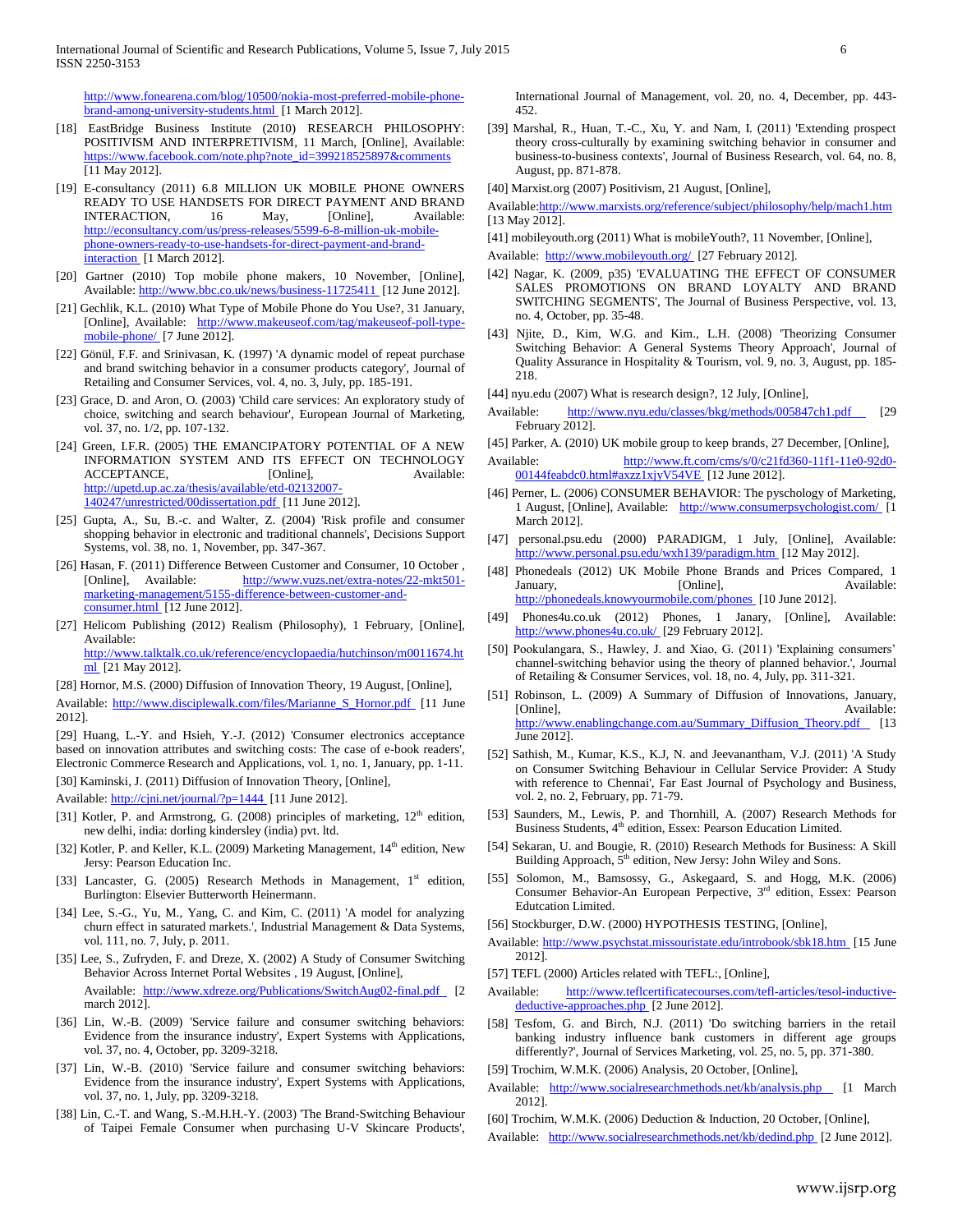http://www.fonearena.com/blog/10500/nokia-most-preferred-mobile-phone-brand-among-university-students.html [1 March 2012].

[18] EastBridge Business Institute (2010) RESEARCH PHILOSOPHY: POSITIVISM AND INTERPRETIVISM, 11 March, [Online], Available: https://www.facebook.com/note.php?note_id=399218525897&comments [11 May 2012].

[19] E-consultancy (2011) 6.8 MILLION UK MOBILE PHONE OWNERS READY TO USE HANDSETS FOR DIRECT PAYMENT AND BRAND INTERACTION, 16 May, [Online], Available: http://econsultancy.com/us/press-releases/5599-6-8-million-uk-mobile-phone-owners-ready-to-use-handsets-for-direct-payment-and-brand-interaction [1 March 2012].

[20] Gartner (2010) Top mobile phone makers, 10 November, [Online], Available: http://www.bbc.co.uk/news/business-11725411 [12 June 2012].

[21] Gechlik, K.L. (2010) What Type of Mobile Phone do You Use?, 31 January, [Online], Available: http://www.makeuseof.com/tag/makeuseof-poll-type-mobile-phone/ [7 June 2012].

[22] Gönül, F.F. and Srinivasan, K. (1997) 'A dynamic model of repeat purchase and brand switching behavior in a consumer products category', Journal of Retailing and Consumer Services, vol. 4, no. 3, July, pp. 185-191.

[23] Grace, D. and Aron, O. (2003) 'Child care services: An exploratory study of choice, switching and search behaviour', European Journal of Marketing, vol. 37, no. 1/2, pp. 107-132.

[24] Green, I.F.R. (2005) THE EMANCIPATORY POTENTIAL OF A NEW INFORMATION SYSTEM AND ITS EFFECT ON TECHNOLOGY ACCEPTANCE, [Online], Available: http://upetd.up.ac.za/thesis/available/etd-02132007-140247/unrestricted/00dissertation.pdf [11 June 2012].

[25] Gupta, A., Su, B.-c. and Walter, Z. (2004) 'Risk profile and consumer shopping behavior in electronic and traditional channels', Decisions Support Systems, vol. 38, no. 1, November, pp. 347-367.

[26] Hasan, F. (2011) Difference Between Customer and Consumer, 10 October , [Online], Available: http://www.vuzs.net/extra-notes/22-mkt501-marketing-management/5155-difference-between-customer-and-consumer.html [12 June 2012].

[27] Helicom Publishing (2012) Realism (Philosophy), 1 February, [Online], Available: http://www.talktalk.co.uk/reference/encyclopaedia/hutchinson/m0011674.html [21 May 2012].

[28] Hornor, M.S. (2000) Diffusion of Innovation Theory, 19 August, [Online],

Available: http://www.disciplewalk.com/files/Marianne_S_Hornor.pdf [11 June 2012].

[29] Huang, L.-Y. and Hsieh, Y.-J. (2012) 'Consumer electronics acceptance based on innovation attributes and switching costs: The case of e-book readers', Electronic Commerce Research and Applications, vol. 1, no. 1, January, pp. 1-11.

[30] Kaminski, J. (2011) Diffusion of Innovation Theory, [Online],

Available: http://cjni.net/journal/?p=1444 [11 June 2012].

[31] Kotler, P. and Armstrong, G. (2008) principles of marketing, 12th edition, new delhi, india: dorling kindersley (india) pvt. ltd.

[32] Kotler, P. and Keller, K.L. (2009) Marketing Management, 14th edition, New Jersy: Pearson Education Inc.

[33] Lancaster, G. (2005) Research Methods in Management, 1st edition, Burlington: Elsevier Butterworth Heinermann.

[34] Lee, S.-G., Yu, M., Yang, C. and Kim, C. (2011) 'A model for analyzing churn effect in saturated markets.', Industrial Management & Data Systems, vol. 111, no. 7, July, p. 2011.

[35] Lee, S., Zufryden, F. and Dreze, X. (2002) A Study of Consumer Switching Behavior Across Internet Portal Websites , 19 August, [Online],

Available: http://www.xdreze.org/Publications/SwitchAug02-final.pdf [2 march 2012].

[36] Lin, W.-B. (2009) 'Service failure and consumer switching behaviors: Evidence from the insurance industry', Expert Systems with Applications, vol. 37, no. 4, October, pp. 3209-3218.

[37] Lin, W.-B. (2010) 'Service failure and consumer switching behaviors: Evidence from the insurance industry', Expert Systems with Applications, vol. 37, no. 1, July, pp. 3209-3218.

[38] Lin, C.-T. and Wang, S.-M.H.H.-Y. (2003) 'The Brand-Switching Behaviour of Taipei Female Consumer when purchasing U-V Skincare Products', International Journal of Management, vol. 20, no. 4, December, pp. 443-452.

[39] Marshal, R., Huan, T.-C., Xu, Y. and Nam, I. (2011) 'Extending prospect theory cross-culturally by examining switching behavior in consumer and business-to-business contexts', Journal of Business Research, vol. 64, no. 8, August, pp. 871-878.

[40] Marxist.org (2007) Positivism, 21 August, [Online],

Available: http://www.marxists.org/reference/subject/philosophy/help/mach1.htm [13 May 2012].

[41] mobileyouth.org (2011) What is mobileYouth?, 11 November, [Online],

Available: http://www.mobileyouth.org/ [27 February 2012].

[42] Nagar, K. (2009, p35) 'EVALUATING THE EFFECT OF CONSUMER SALES PROMOTIONS ON BRAND LOYALTY AND BRAND SWITCHING SEGMENTS', The Journal of Business Perspective, vol. 13, no. 4, October, pp. 35-48.

[43] Njite, D., Kim, W.G. and Kim., L.H. (2008) 'Theorizing Consumer Switching Behavior: A General Systems Theory Approach', Journal of Quality Assurance in Hospitality & Tourism, vol. 9, no. 3, August, pp. 185-218.

[44] nyu.edu (2007) What is research design?, 12 July, [Online],

Available: http://www.nyu.edu/classes/bkg/methods/005847ch1.pdf [29 February 2012].

[45] Parker, A. (2010) UK mobile group to keep brands, 27 December, [Online],

Available: http://www.ft.com/cms/s/0/c21fd360-11f1-11e0-92d0-00144feabdc0.html#axzz1xjyV54VE [12 June 2012].

[46] Perner, L. (2006) CONSUMER BEHAVIOR: The pyschology of Marketing, 1 August, [Online], Available: http://www.consumerpsychologist.com/ [1 March 2012].

[47] personal.psu.edu (2000) PARADIGM, 1 July, [Online], Available: http://www.personal.psu.edu/wxh139/paradigm.htm [12 May 2012].

[48] Phonedeals (2012) UK Mobile Phone Brands and Prices Compared, 1 January, [Online], Available: http://phonedeals.knowyourmobile.com/phones [10 June 2012].

[49] Phones4u.co.uk (2012) Phones, 1 Janary, [Online], Available: http://www.phones4u.co.uk/ [29 February 2012].

[50] Pookulangara, S., Hawley, J. and Xiao, G. (2011) 'Explaining consumers' channel-switching behavior using the theory of planned behavior.', Journal of Retailing & Consumer Services, vol. 18, no. 4, July, pp. 311-321.

[51] Robinson, L. (2009) A Summary of Diffusion of Innovations, January, [Online], Available: http://www.enablingchange.com.au/Summary_Diffusion_Theory.pdf [13 June 2012].

[52] Sathish, M., Kumar, K.S., K.J, N. and Jeevanantham, V.J. (2011) 'A Study on Consumer Switching Behaviour in Cellular Service Provider: A Study with reference to Chennai', Far East Journal of Psychology and Business, vol. 2, no. 2, February, pp. 71-79.

[53] Saunders, M., Lewis, P. and Thornhill, A. (2007) Research Methods for Business Students, 4th edition, Essex: Pearson Education Limited.

[54] Sekaran, U. and Bougie, R. (2010) Research Methods for Business: A Skill Building Approach, 5th edition, New Jersey: John Wiley and Sons.

[55] Solomon, M., Bamsossy, G., Askegaard, S. and Hogg, M.K. (2006) Consumer Behavior-An European Perspective, 3rd edition, Essex: Pearson Edutcation Limited.

[56] Stockburger, D.W. (2000) HYPOTHESIS TESTING, [Online],

Available: http://www.psychstat.missouristate.edu/introbook/sbk18.htm [15 June 2012].

[57] TEFL (2000) Articles related with TEFL:, [Online],

Available: http://www.teflcertificatecourses.com/tefl-articles/tesol-inductive-deductive-approaches.php [2 June 2012].

[58] Tesfom, G. and Birch, N.J. (2011) 'Do switching barriers in the retail banking industry influence bank customers in different age groups differently?', Journal of Services Marketing, vol. 25, no. 5, pp. 371-380.

[59] Trochim, W.M.K. (2006) Analysis, 20 October, [Online],

Available: http://www.socialresearchmethods.net/kb/analysis.php [1 March 2012].

[60] Trochim, W.M.K. (2006) Deduction & Induction, 20 October, [Online],

Available: http://www.socialresearchmethods.net/kb/dedind.php [2 June 2012].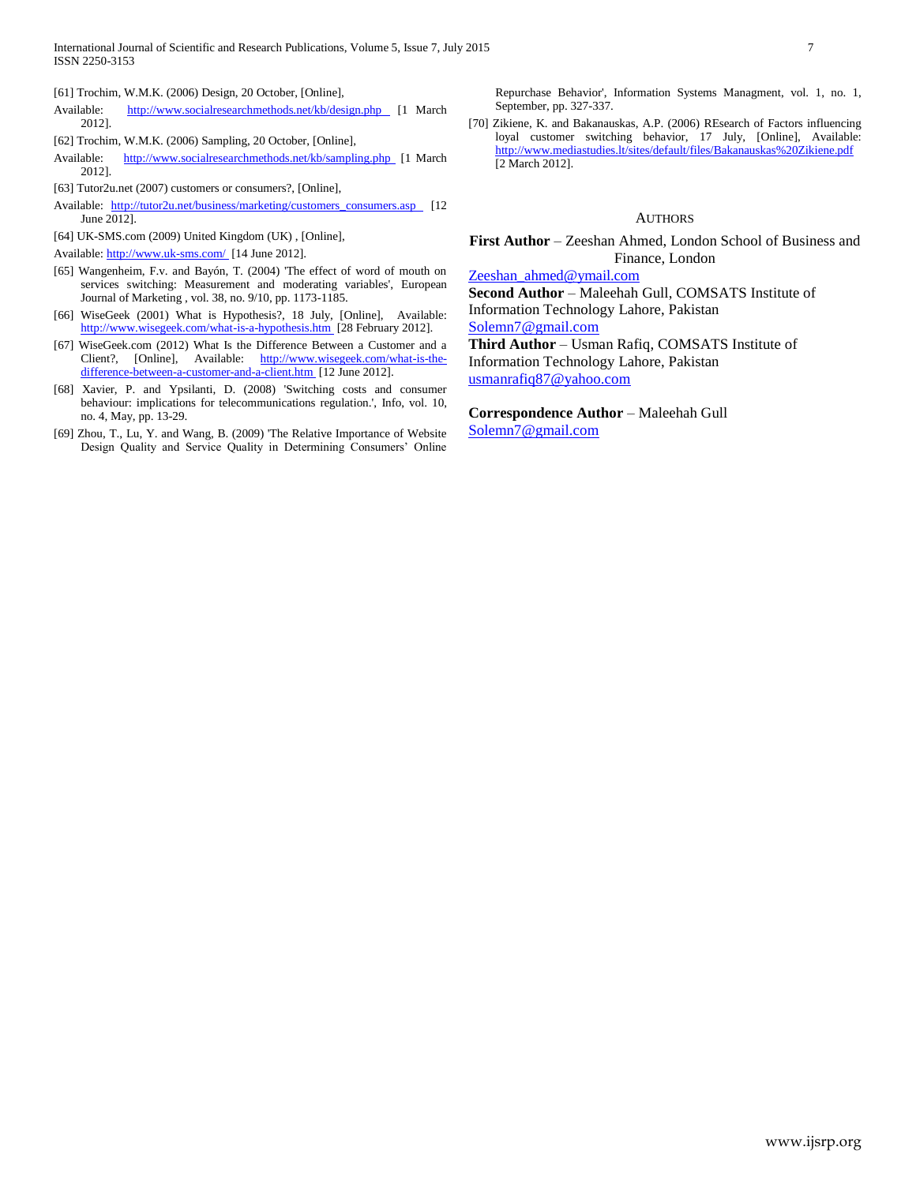[61] Trochim, W.M.K. (2006) Design, 20 October, [Online],

Available: http://www.socialresearchmethods.net/kb/design.php [1 March 2012].

[62] Trochim, W.M.K. (2006) Sampling, 20 October, [Online],

Available: http://www.socialresearchmethods.net/kb/sampling.php [1 March 2012].

[63] Tutor2u.net (2007) customers or consumers?, [Online],

Available: http://tutor2u.net/business/marketing/customers_consumers.asp [12 June 2012].

[64] UK-SMS.com (2009) United Kingdom (UK) , [Online],

Available: http://www.uk-sms.com/ [14 June 2012].

[65] Wangenheim, F.v. and Bayón, T. (2004) 'The effect of word of mouth on services switching: Measurement and moderating variables', European Journal of Marketing , vol. 38, no. 9/10, pp. 1173-1185.

[66] WiseGeek (2001) What is Hypothesis?, 18 July, [Online], Available: http://www.wisegeek.com/what-is-a-hypothesis.htm [28 February 2012].

[67] WiseGeek.com (2012) What Is the Difference Between a Customer and a Client?, [Online], Available: http://www.wisegeek.com/what-is-the-difference-between-a-customer-and-a-client.htm [12 June 2012].

[68] Xavier, P. and Ypsilanti, D. (2008) 'Switching costs and consumer behaviour: implications for telecommunications regulation.', Info, vol. 10, no. 4, May, pp. 13-29.

[69] Zhou, T., Lu, Y. and Wang, B. (2009) 'The Relative Importance of Website Design Quality and Service Quality in Determining Consumers' Online Repurchase Behavior', Information Systems Managment, vol. 1, no. 1, September, pp. 327-337.

[70] Zikiene, K. and Bakanauskas, A.P. (2006) REsearch of Factors influencing loyal customer switching behavior, 17 July, [Online], Available: http://www.mediastudies.lt/sites/default/files/Bakanauskas%20Zikiene.pdf [2 March 2012].

## AUTHORS

**First Author** – Zeeshan Ahmed, London School of Business and Finance, London
Zeeshan_ahmed@ymail.com

**Second Author** – Maleehah Gull, COMSATS Institute of Information Technology Lahore, Pakistan
Solemn7@gmail.com

**Third Author** – Usman Rafiq, COMSATS Institute of Information Technology Lahore, Pakistan
usmanrafiq87@yahoo.com

**Correspondence Author** – Maleehah Gull
Solemn7@gmail.com